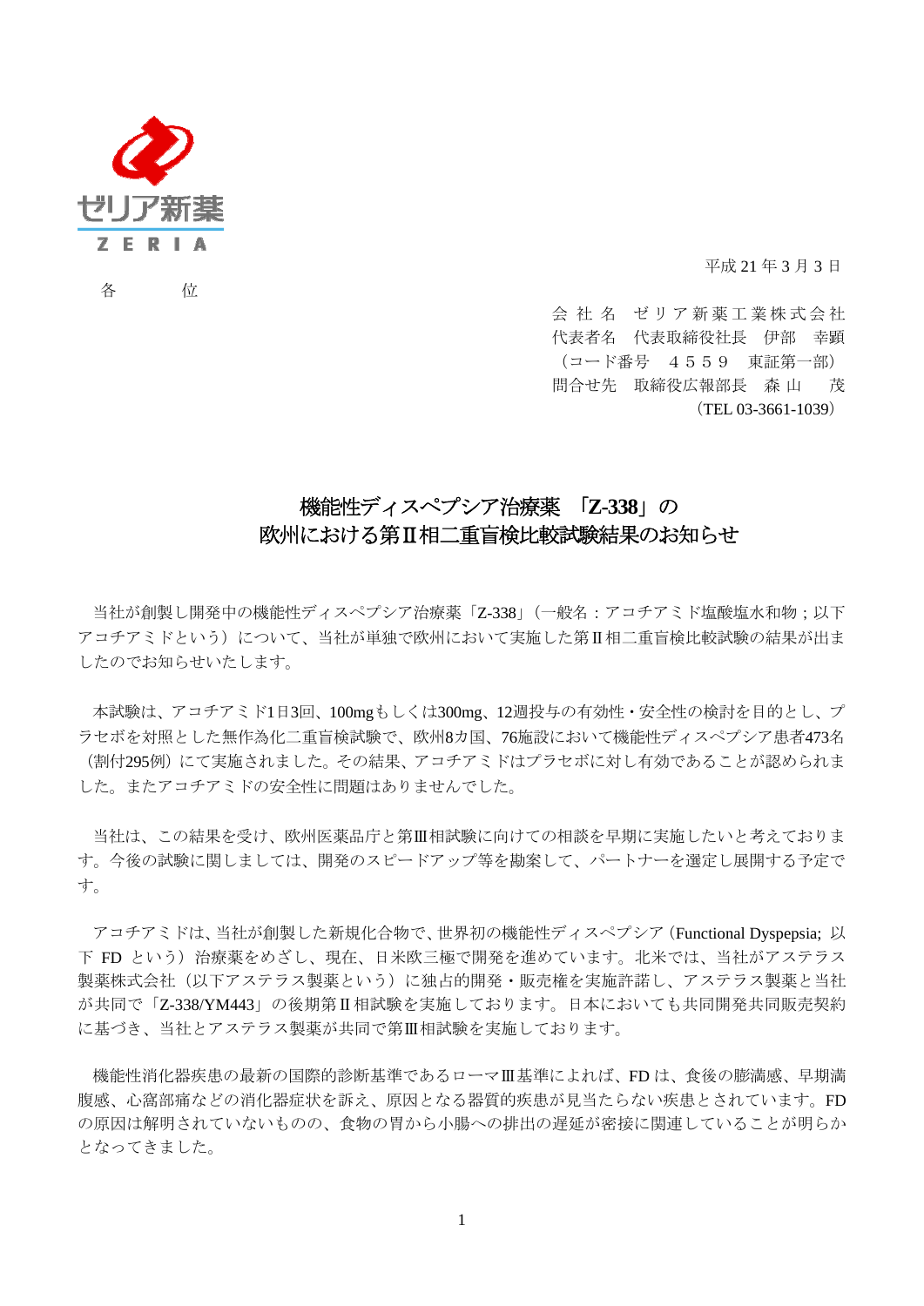平成 21 年 3 月 3 日

各　　位

会 社 名　ゼ リ ア 新 薬 工 業 株 式 会 社
代表者名　代表取締役社長　伊部　幸顕
（コード番号　４５５９　東証第一部）
問合せ先　取締役広報部長　森 山　　茂
（TEL 03-3661-1039）

# 機能性ディスペプシア治療薬 「Z-338」の欧州における第Ⅱ相二重盲検比較試験結果のお知らせ

当社が創製し開発中の機能性ディスペプシア治療薬「Z-338」（一般名：アコチアミド塩酸塩水和物；以下アコチアミドという）について、当社が単独で欧州において実施した第Ⅱ相二重盲検比較試験の結果が出ましたのでお知らせいたします。

本試験は、アコチアミド1日3回、100mgもしくは300mg、12週投与の有効性・安全性の検討を目的とし、プラセボを対照とした無作為化二重盲検試験で、欧州8カ国、76施設において機能性ディスペプシア患者473名（割付295例）にて実施されました。その結果、アコチアミドはプラセボに対し有効であることが認められました。またアコチアミドの安全性に問題はありませんでした。

当社は、この結果を受け、欧州医薬品庁と第Ⅲ相試験に向けての相談を早期に実施したいと考えております。今後の試験に関しましては、開発のスピードアップ等を勘案して、パートナーを選定し展開する予定です。

アコチアミドは、当社が創製した新規化合物で、世界初の機能性ディスペプシア（Functional Dyspepsia; 以下 FD という）治療薬をめざし、現在、日米欧三極で開発を進めています。北米では、当社がアステラス製薬株式会社（以下アステラス製薬という）に独占的開発・販売権を実施許諾し、アステラス製薬と当社が共同で「Z-338/YM443」の後期第Ⅱ相試験を実施しております。日本においても共同開発共同販売契約に基づき、当社とアステラス製薬が共同で第Ⅲ相試験を実施しております。

機能性消化器疾患の最新の国際的診断基準であるローマⅢ基準によれば、FD は、食後の膨満感、早期満腹感、心窩部痛などの消化器症状を訴え、原因となる器質的疾患が見当たらない疾患とされています。FD の原因は解明されていないものの、食物の胃から小腸への排出の遅延が密接に関連していることが明らかとなってきました。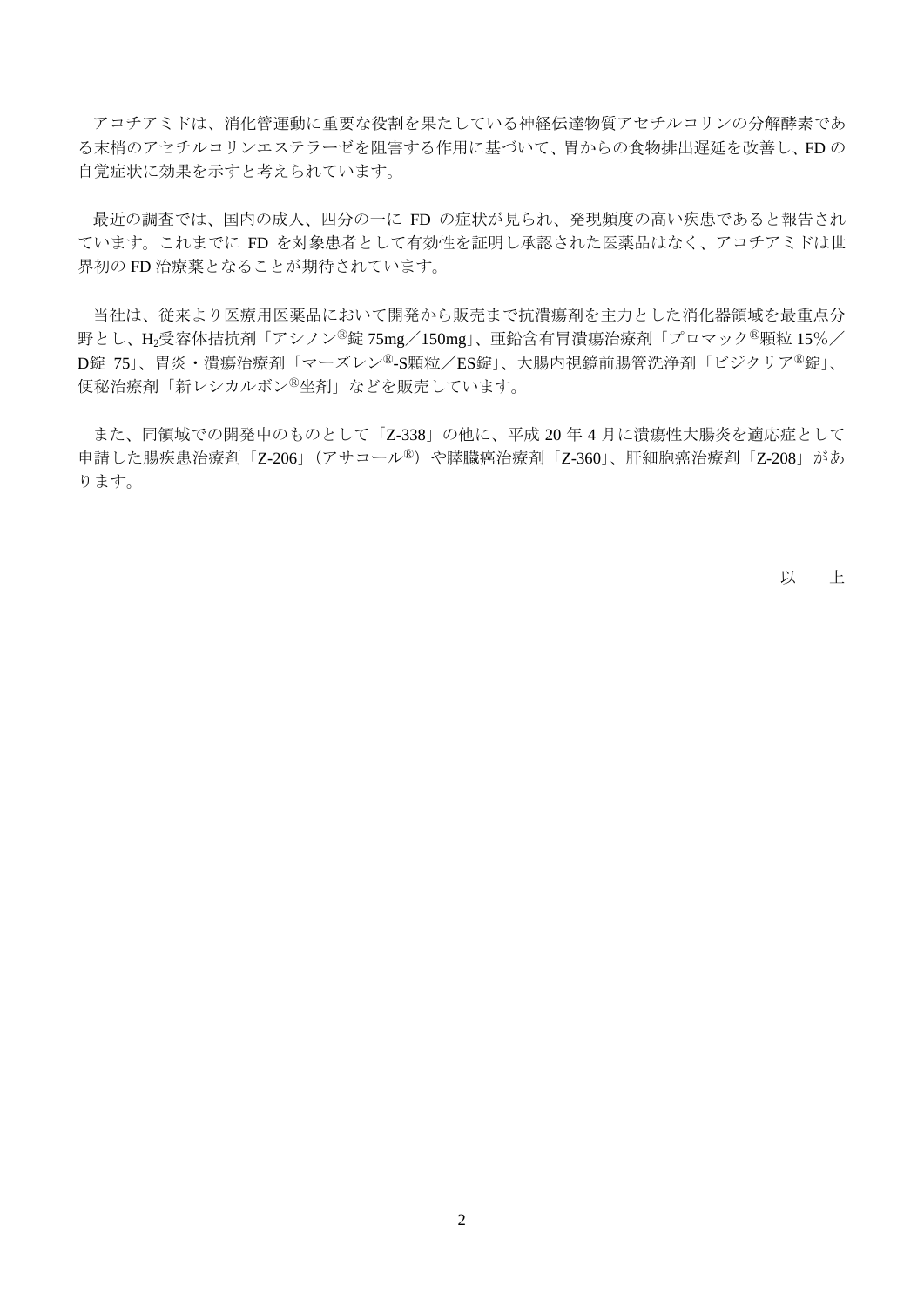アコチアミドは、消化管運動に重要な役割を果たしている神経伝達物質アセチルコリンの分解酵素である末梢のアセチルコリンエステラーゼを阻害する作用に基づいて、胃からの食物排出遅延を改善し、FD の自覚症状に効果を示すと考えられています。

最近の調査では、国内の成人、四分の一に FD の症状が見られ、発現頻度の高い疾患であると報告されています。これまでに FD を対象患者として有効性を証明し承認された医薬品はなく、アコチアミドは世界初の FD 治療薬となることが期待されています。

当社は、従来より医療用医薬品において開発から販売まで抗潰瘍剤を主力とした消化器領域を最重点分野とし、$H_2$受容体拮抗剤「アシノン®錠 75mg／150mg」、亜鉛含有胃潰瘍治療剤「プロマック®顆粒 15%／D錠 75」、胃炎・潰瘍治療剤「マーズレン®-S顆粒／ES錠」、大腸内視鏡前腸管洗浄剤「ビジクリア®錠」、便秘治療剤「新レシカルボン®坐剤」などを販売しています。

また、同領域での開発中のものとして「Z-338」の他に、平成 20 年 4 月に潰瘍性大腸炎を適応症として申請した腸疾患治療剤「Z-206」（アサコール®）や膵臓癌治療剤「Z-360」、肝細胞癌治療剤「Z-208」があります。

以　上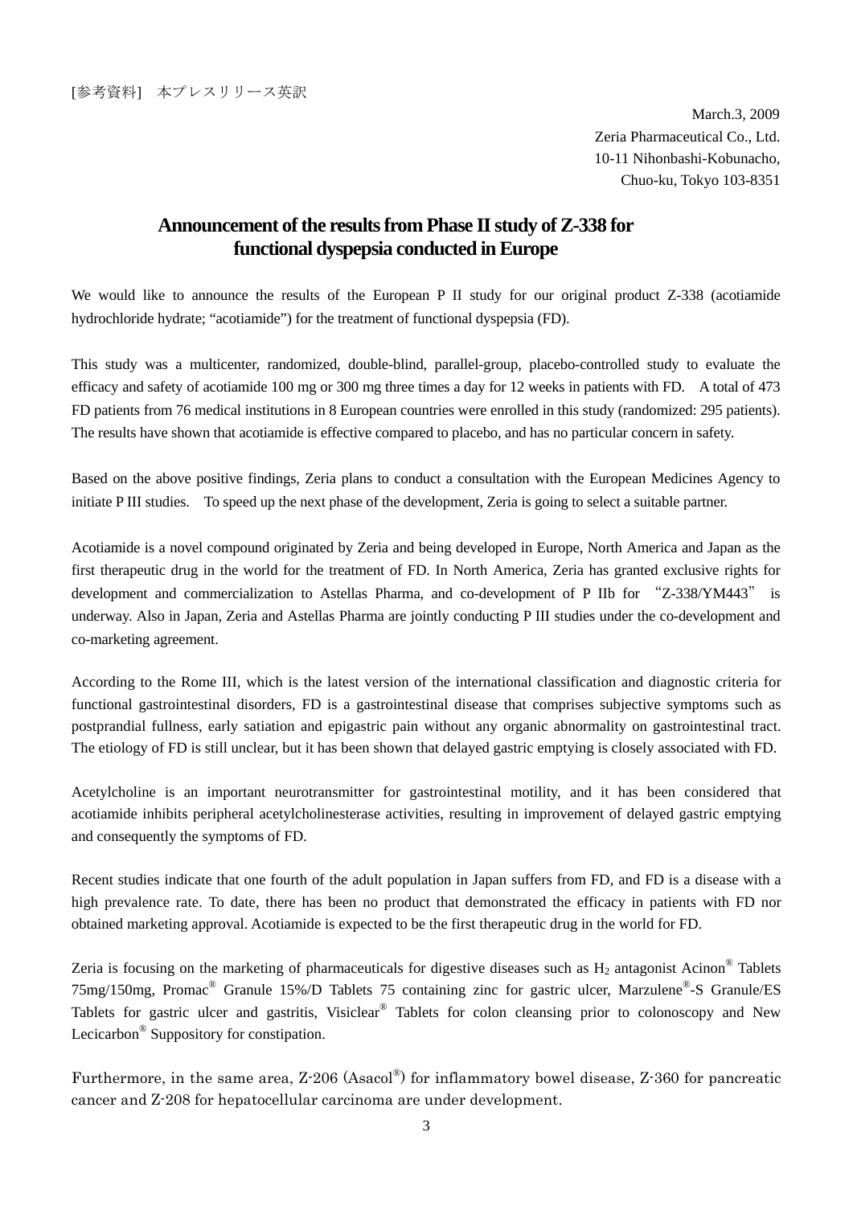[参考資料]　本プレスリリース英訳

March.3, 2009
Zeria Pharmaceutical Co., Ltd.
10-11 Nihonbashi-Kobunacho,
Chuo-ku, Tokyo 103-8351

# Announcement of the results from Phase II study of Z-338 for functional dyspepsia conducted in Europe

We would like to announce the results of the European P II study for our original product Z-338 (acotiamide hydrochloride hydrate; “acotiamide”) for the treatment of functional dyspepsia (FD).

This study was a multicenter, randomized, double-blind, parallel-group, placebo-controlled study to evaluate the efficacy and safety of acotiamide 100 mg or 300 mg three times a day for 12 weeks in patients with FD.　A total of 473 FD patients from 76 medical institutions in 8 European countries were enrolled in this study (randomized: 295 patients). The results have shown that acotiamide is effective compared to placebo, and has no particular concern in safety.

Based on the above positive findings, Zeria plans to conduct a consultation with the European Medicines Agency to initiate P III studies.　To speed up the next phase of the development, Zeria is going to select a suitable partner.

Acotiamide is a novel compound originated by Zeria and being developed in Europe, North America and Japan as the first therapeutic drug in the world for the treatment of FD. In North America, Zeria has granted exclusive rights for development and commercialization to Astellas Pharma, and co-development of P IIb for “Z-338/YM443” is underway. Also in Japan, Zeria and Astellas Pharma are jointly conducting P III studies under the co-development and co-marketing agreement.

According to the Rome III, which is the latest version of the international classification and diagnostic criteria for functional gastrointestinal disorders, FD is a gastrointestinal disease that comprises subjective symptoms such as postprandial fullness, early satiation and epigastric pain without any organic abnormality on gastrointestinal tract. The etiology of FD is still unclear, but it has been shown that delayed gastric emptying is closely associated with FD.

Acetylcholine is an important neurotransmitter for gastrointestinal motility, and it has been considered that acotiamide inhibits peripheral acetylcholinesterase activities, resulting in improvement of delayed gastric emptying and consequently the symptoms of FD.

Recent studies indicate that one fourth of the adult population in Japan suffers from FD, and FD is a disease with a high prevalence rate. To date, there has been no product that demonstrated the efficacy in patients with FD nor obtained marketing approval. Acotiamide is expected to be the first therapeutic drug in the world for FD.

Zeria is focusing on the marketing of pharmaceuticals for digestive diseases such as $H_2$ antagonist Acinon® Tablets 75mg/150mg, Promac® Granule 15%/D Tablets 75 containing zinc for gastric ulcer, Marzulene®-S Granule/ES Tablets for gastric ulcer and gastritis, Visiclear® Tablets for colon cleansing prior to colonoscopy and New Lecicarbon® Suppository for constipation.

Furthermore, in the same area, Z-206 (Asacol®) for inflammatory bowel disease, Z-360 for pancreatic cancer and Z-208 for hepatocellular carcinoma are under development.